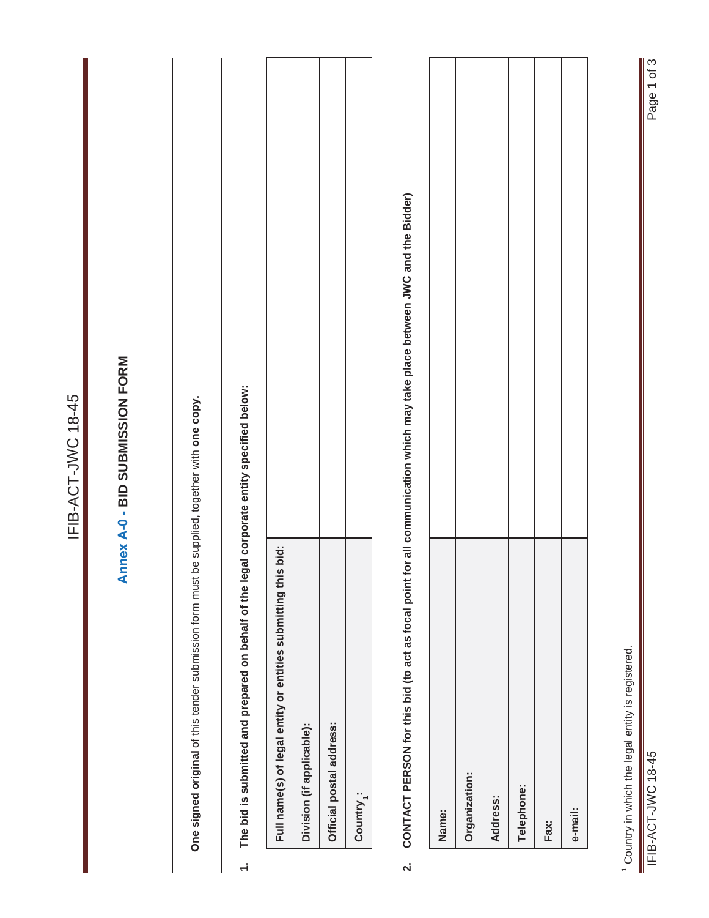## Annex A-0 - BID SUBMISSION FORM

**One signed original** of this tender submission form must be supplied, together with **one copy.**

**1. The bid is submitted and prepared on behalf of the legal corporate entity specified below:**

| **Full name(s) of legal entity or entities submitting this bid:** | |
|---|---|
| **Division (if applicable):** | |
| **Official postal address:** | |
| **Country** [1]**:** | |

**2. CONTACT PERSON for this bid (to act as focal point for all communication which may take place between JWC and the Bidder)**

| **Name:** | |
|---|---|
| **Organization:** | |
| **Address:** | |
| **Telephone:** | |
| **Fax:** | |
| **e-mail:** | |

[1] Country in which the legal entity is registered.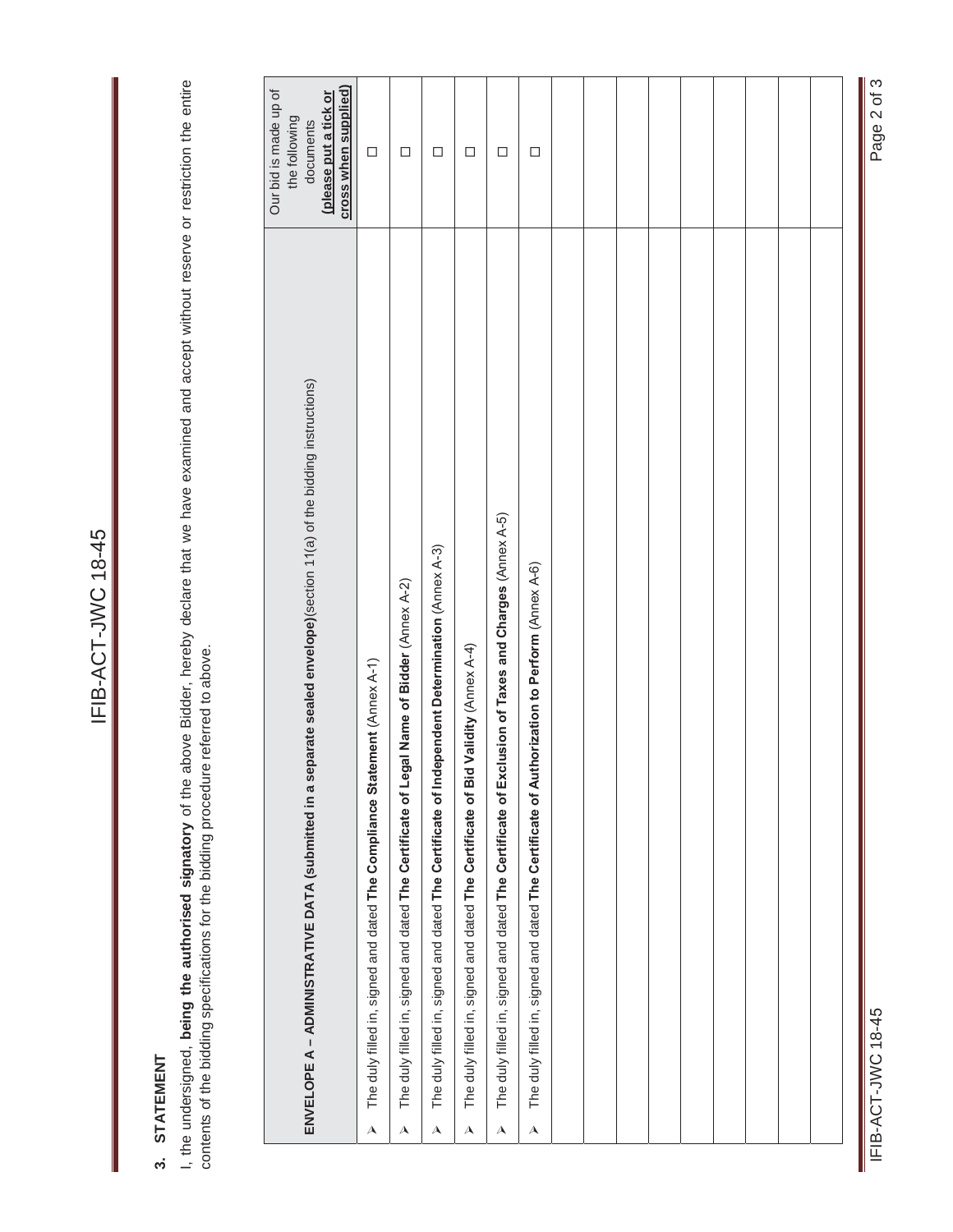## 3. STATEMENT

I, the undersigned, **being the authorised signatory** of the above Bidder, hereby declare that we have examined and accept without reserve or restriction the entire contents of the bidding specifications for the bidding procedure referred to above.

| **ENVELOPE A – ADMINISTRATIVE DATA (submitted in a separate sealed envelope)**(section 11(a) of the bidding instructions) | Our bid is made up of the following documents **(please put a tick or cross when supplied)** |
|---|---|
| ➤ The duly filled in, signed and dated **The Compliance Statement** (Annex A-1) | ☐ |
| ➤ The duly filled in, signed and dated **The Certificate of Legal Name of Bidder** (Annex A-2) | ☐ |
| ➤ The duly filled in, signed and dated **The Certificate of Independent Determination** (Annex A-3) | ☐ |
| ➤ The duly filled in, signed and dated **The Certificate of Bid Validity** (Annex A-4) | ☐ |
| ➤ The duly filled in, signed and dated **The Certificate of Exclusion of Taxes and Charges** (Annex A-5) | ☐ |
| ➤ The duly filled in, signed and dated **The Certificate of Authorization to Perform** (Annex A-6) | ☐ |
| | |
| | |
| | |
| | |
| | |
| | |
| | |
| | |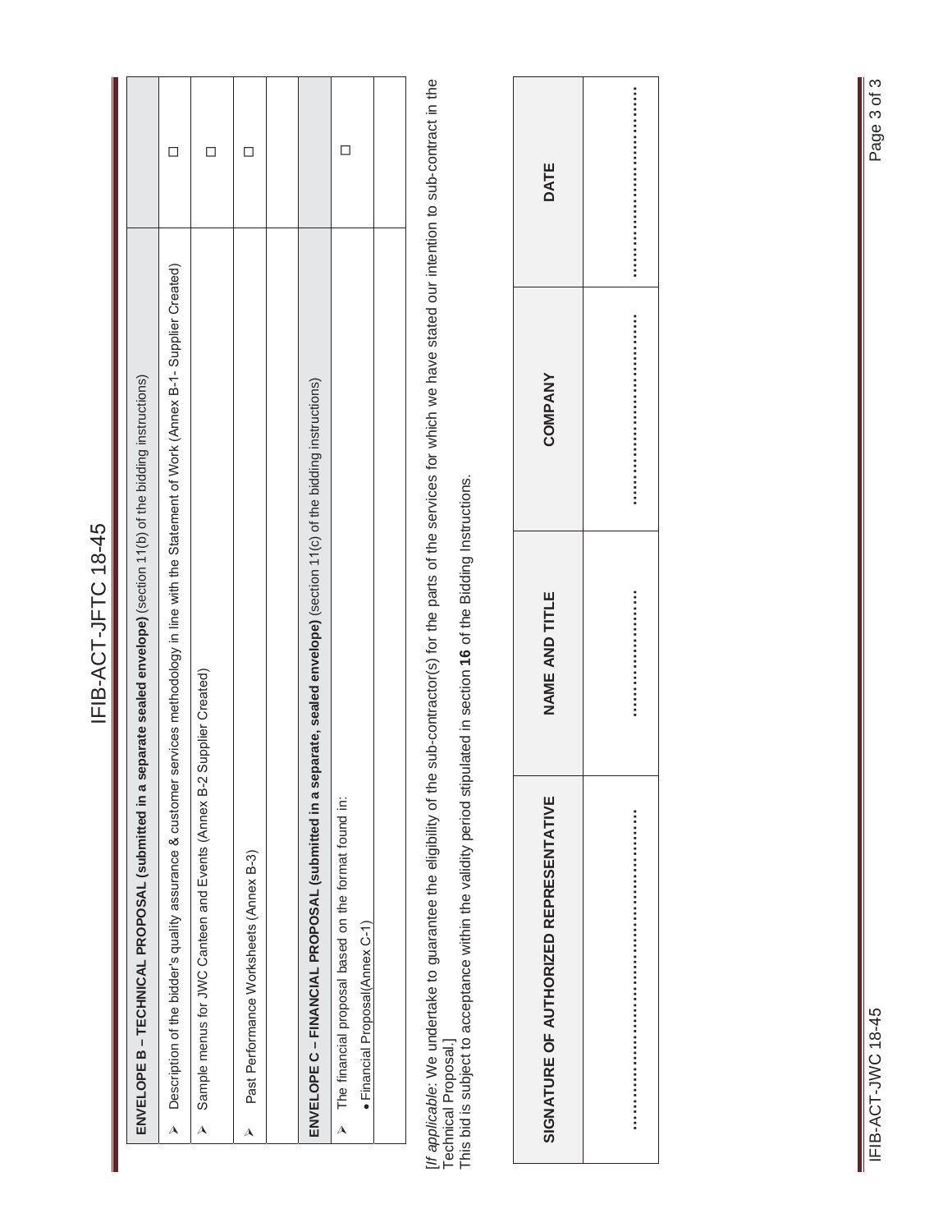| ENVELOPE B – TECHNICAL PROPOSAL (submitted in a separate sealed envelope) (section 11(b) of the bidding instructions) | |
|---|---|
| ➢ Description of the bidder's quality assurance & customer services methodology in line with the Statement of Work (Annex B-1- Supplier Created) | ☐ |
| ➢ Sample menus for JWC Canteen and Events (Annex B-2 Supplier Created) | ☐ |
| ➢ Past Performance Worksheets (Annex B-3) | ☐ |
| | |
| **ENVELOPE C – FINANCIAL PROPOSAL (submitted in a separate, sealed envelope)** (section 11(c) of the bidding instructions) | |
| ➢ The financial proposal based on the format found in: | ☐ |
| • Financial Proposal(Annex C-1) | |

[*If applicable*: We undertake to guarantee the eligibility of the sub-contractor(s) for the parts of the services for which we have stated our intention to sub-contract in the Technical Proposal.]

This bid is subject to acceptance within the validity period stipulated in section **16** of the Bidding Instructions.

| SIGNATURE OF AUTHORIZED REPRESENTATIVE | NAME AND TITLE | COMPANY | DATE |
|---|---|---|---|
| ………………………………………… | …………………… | …………………………… | …………………………… |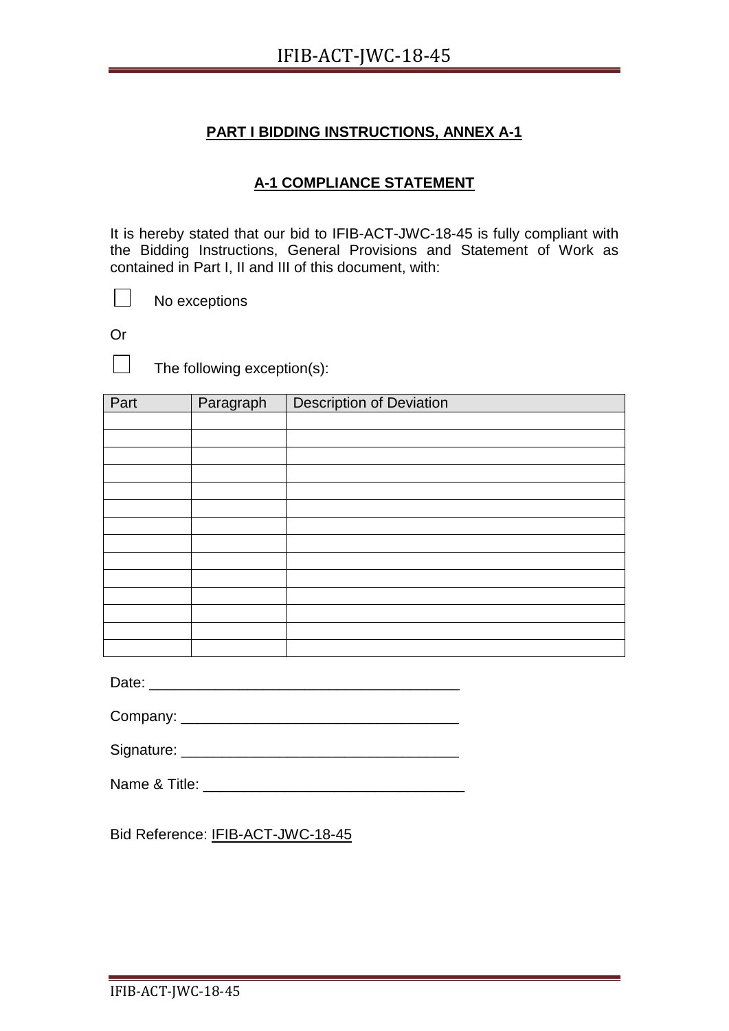## PART I BIDDING INSTRUCTIONS, ANNEX A-1

## A-1 COMPLIANCE STATEMENT

It is hereby stated that our bid to IFIB-ACT-JWC-18-45 is fully compliant with the Bidding Instructions, General Provisions and Statement of Work as contained in Part I, II and III of this document, with:

☐ No exceptions

Or

☐ The following exception(s):

| Part | Paragraph | Description of Deviation |
|---|---|---|
| | | |
| | | |
| | | |
| | | |
| | | |
| | | |
| | | |
| | | |
| | | |
| | | |
| | | |
| | | |
| | | |
| | | |

Date: _______________________________________

Company: __________________________________

Signature: __________________________________

Name & Title: ________________________________

Bid Reference: IFIB-ACT-JWC-18-45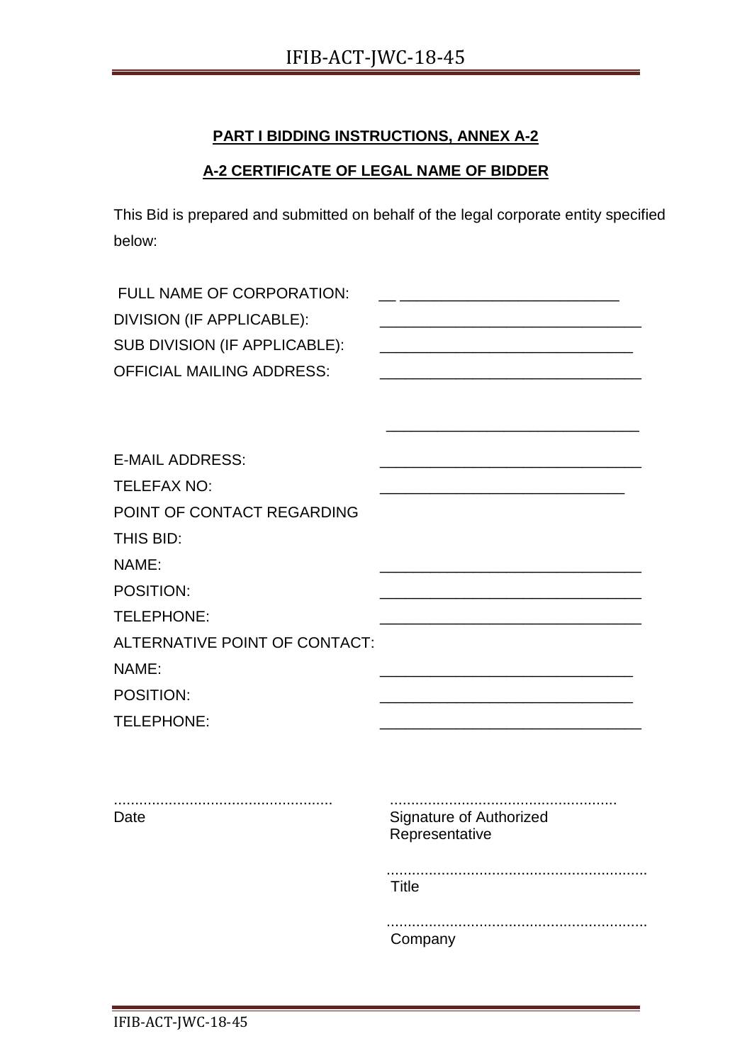**PART I BIDDING INSTRUCTIONS, ANNEX A-2**

**A-2 CERTIFICATE OF LEGAL NAME OF BIDDER**

This Bid is prepared and submitted on behalf of the legal corporate entity specified below:

FULL NAME OF CORPORATION: ______________________________

DIVISION (IF APPLICABLE): ______________________________

SUB DIVISION (IF APPLICABLE): ______________________________

OFFICIAL MAILING ADDRESS: ______________________________

______________________________

E-MAIL ADDRESS: ______________________________

TELEFAX NO: ______________________________

POINT OF CONTACT REGARDING THIS BID:

NAME: ______________________________

POSITION: ______________________________

TELEPHONE: ______________________________

ALTERNATIVE POINT OF CONTACT:

NAME: ______________________________

POSITION: ______________________________

TELEPHONE: ______________________________

| ............................................ | ............................................ |
|---|---|
| Date | Signature of Authorized Representative |
| | ............................................ |
| | Title |
| | ............................................ |
| | Company |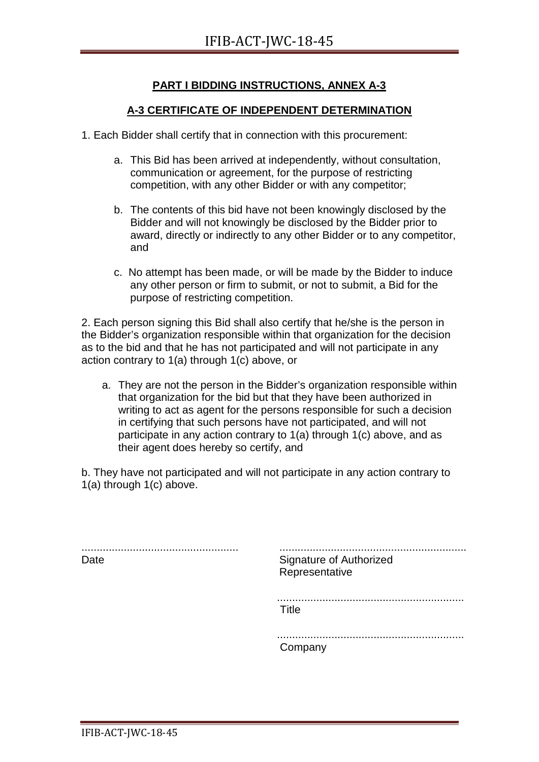## PART I BIDDING INSTRUCTIONS, ANNEX A-3

## A-3 CERTIFICATE OF INDEPENDENT DETERMINATION

1. Each Bidder shall certify that in connection with this procurement:

   a. This Bid has been arrived at independently, without consultation, communication or agreement, for the purpose of restricting competition, with any other Bidder or with any competitor;

   b. The contents of this bid have not been knowingly disclosed by the Bidder and will not knowingly be disclosed by the Bidder prior to award, directly or indirectly to any other Bidder or to any competitor, and

   c. No attempt has been made, or will be made by the Bidder to induce any other person or firm to submit, or not to submit, a Bid for the purpose of restricting competition.

2. Each person signing this Bid shall also certify that he/she is the person in the Bidder's organization responsible within that organization for the decision as to the bid and that he has not participated and will not participate in any action contrary to 1(a) through 1(c) above, or

   a. They are not the person in the Bidder's organization responsible within that organization for the bid but that they have been authorized in writing to act as agent for the persons responsible for such a decision in certifying that such persons have not participated, and will not participate in any action contrary to 1(a) through 1(c) above, and as their agent does hereby so certify, and

b. They have not participated and will not participate in any action contrary to 1(a) through 1(c) above.

| ................................................... | ............................................................ |
|---|---|
| Date | Signature of Authorized Representative |
| | ............................................................ |
| | Title |
| | ............................................................ |
| | Company |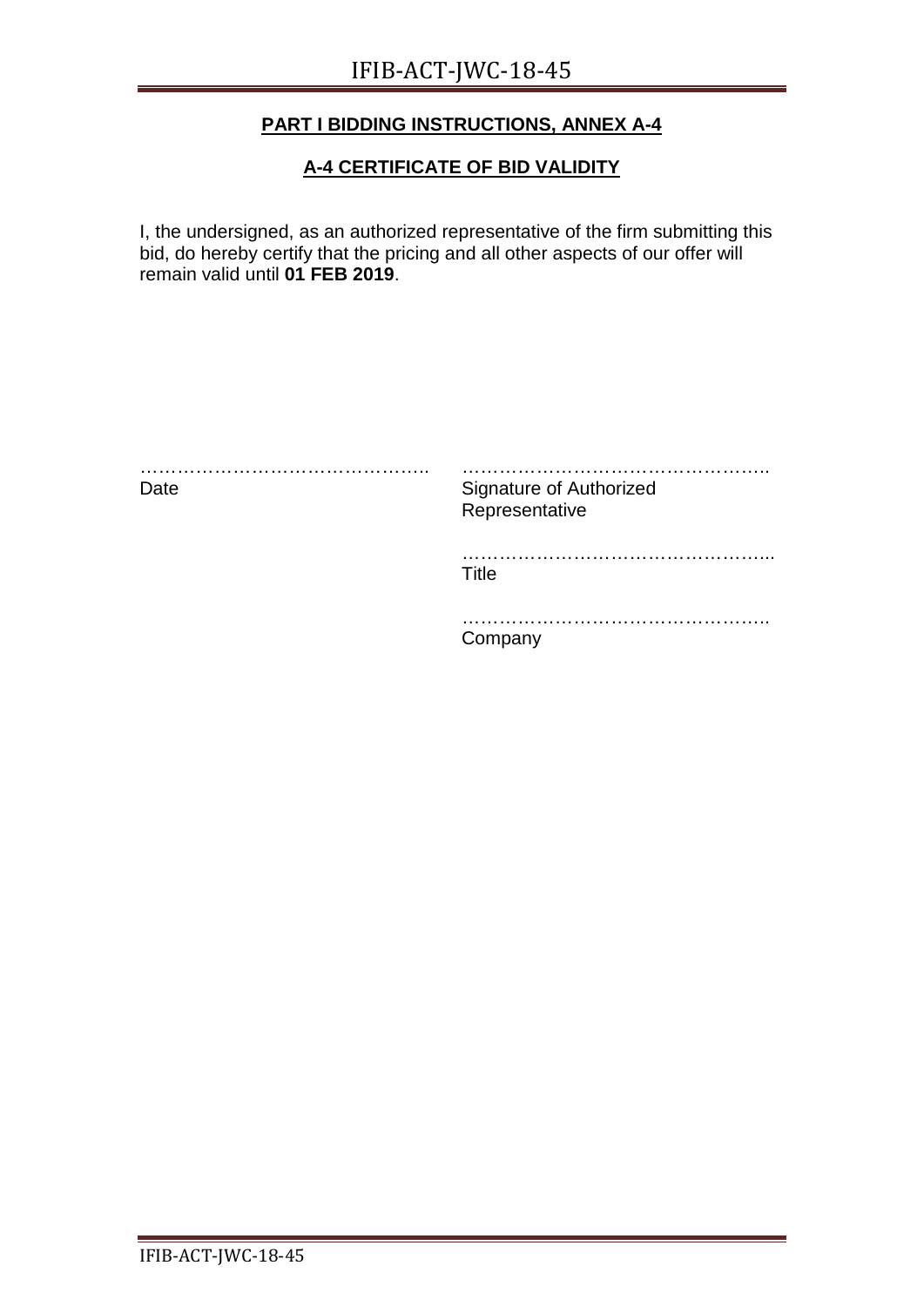**PART I BIDDING INSTRUCTIONS, ANNEX A-4**

**A-4 CERTIFICATE OF BID VALIDITY**

I, the undersigned, as an authorized representative of the firm submitting this bid, do hereby certify that the pricing and all other aspects of our offer will remain valid until **01 FEB 2019**.

………………………………………..  
Date

………………………………………….  
Signature of Authorized Representative

…………………………………………..  
Title

………………………………………….  
Company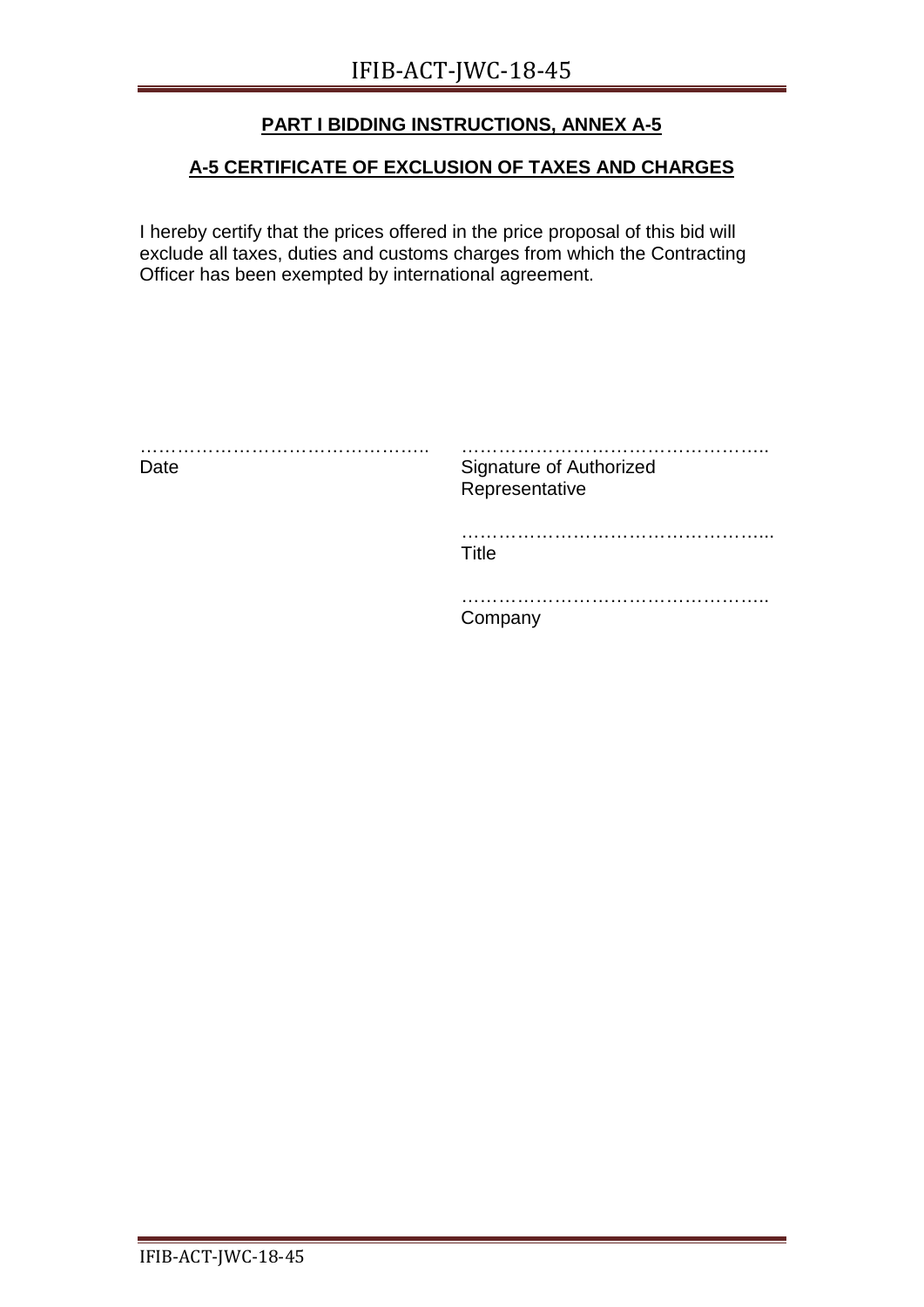**PART I BIDDING INSTRUCTIONS, ANNEX A-5**

**A-5 CERTIFICATE OF EXCLUSION OF TAXES AND CHARGES**

I hereby certify that the prices offered in the price proposal of this bid will exclude all taxes, duties and customs charges from which the Contracting Officer has been exempted by international agreement.

| | |
|---|---|
| ……………………………………….. | ………………………………………….. |
| Date | Signature of Authorized Representative |
| | ………………………………………….. |
| | Title |
| | ………………………………………….. |
| | Company |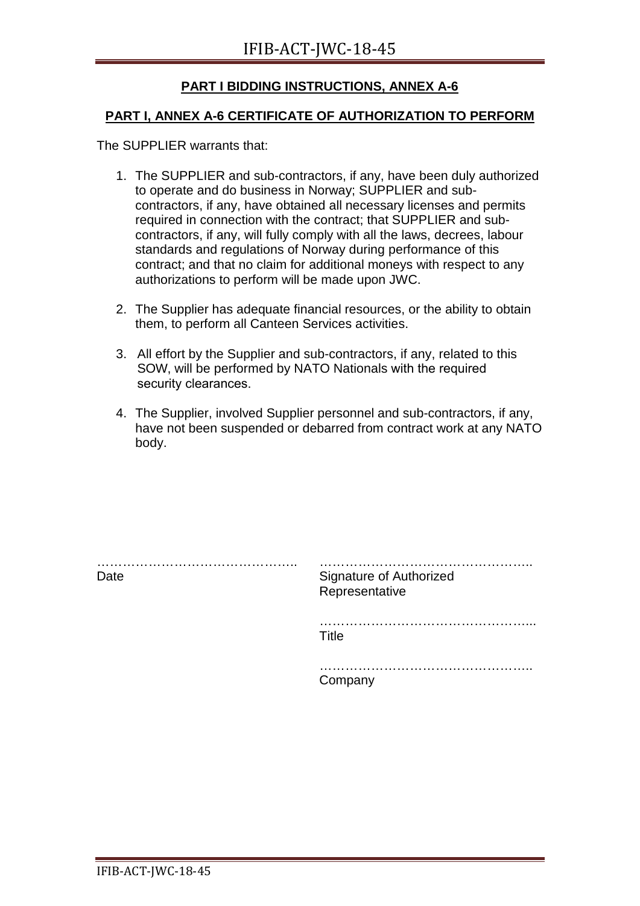## PART I BIDDING INSTRUCTIONS, ANNEX A-6

### PART I, ANNEX A-6 CERTIFICATE OF AUTHORIZATION TO PERFORM

The SUPPLIER warrants that:

1. The SUPPLIER and sub-contractors, if any, have been duly authorized to operate and do business in Norway; SUPPLIER and sub-contractors, if any, have obtained all necessary licenses and permits required in connection with the contract; that SUPPLIER and sub-contractors, if any, will fully comply with all the laws, decrees, labour standards and regulations of Norway during performance of this contract; and that no claim for additional moneys with respect to any authorizations to perform will be made upon JWC.

2. The Supplier has adequate financial resources, or the ability to obtain them, to perform all Canteen Services activities.

3. All effort by the Supplier and sub-contractors, if any, related to this SOW, will be performed by NATO Nationals with the required security clearances.

4. The Supplier, involved Supplier personnel and sub-contractors, if any, have not been suspended or debarred from contract work at any NATO body.

……………………………………….. 
Date

………………………………………….. 
Signature of Authorized Representative

………………………………………….. 
Title

………………………………………….. 
Company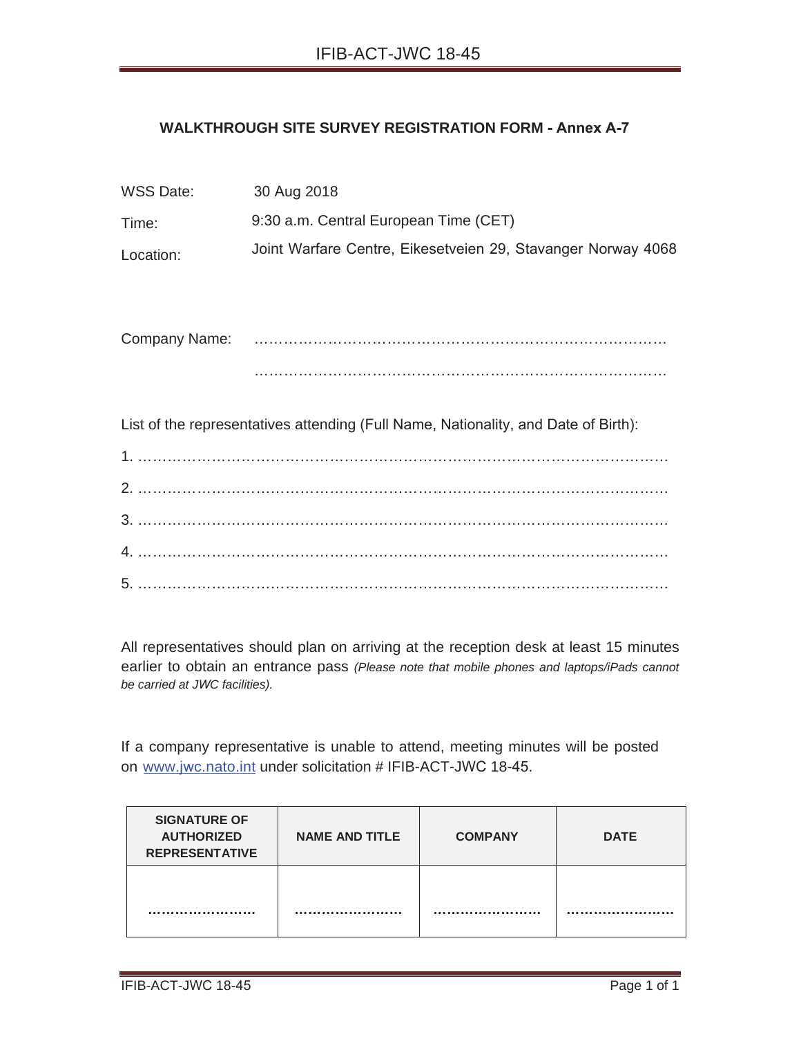**WALKTHROUGH SITE SURVEY REGISTRATION FORM - Annex A-7**

WSS Date: 30 Aug 2018

Time: 9:30 a.m. Central European Time (CET)

Location: Joint Warfare Centre, Eikesetveien 29, Stavanger Norway 4068

Company Name: ……………………………………………………………………………

……………………………………………………………………………

List of the representatives attending (Full Name, Nationality, and Date of Birth):

1. ………………………………………………………………………………………………
2. ………………………………………………………………………………………………
3. ………………………………………………………………………………………………
4. ………………………………………………………………………………………………
5. ………………………………………………………………………………………………

All representatives should plan on arriving at the reception desk at least 15 minutes earlier to obtain an entrance pass *(Please note that mobile phones and laptops/iPads cannot be carried at JWC facilities).*

If a company representative is unable to attend, meeting minutes will be posted on www.jwc.nato.int under solicitation # IFIB-ACT-JWC 18-45.

| SIGNATURE OF AUTHORIZED REPRESENTATIVE | NAME AND TITLE | COMPANY | DATE |
|---|---|---|---|
| …………………… | …………………… | …………………… | …………………… |